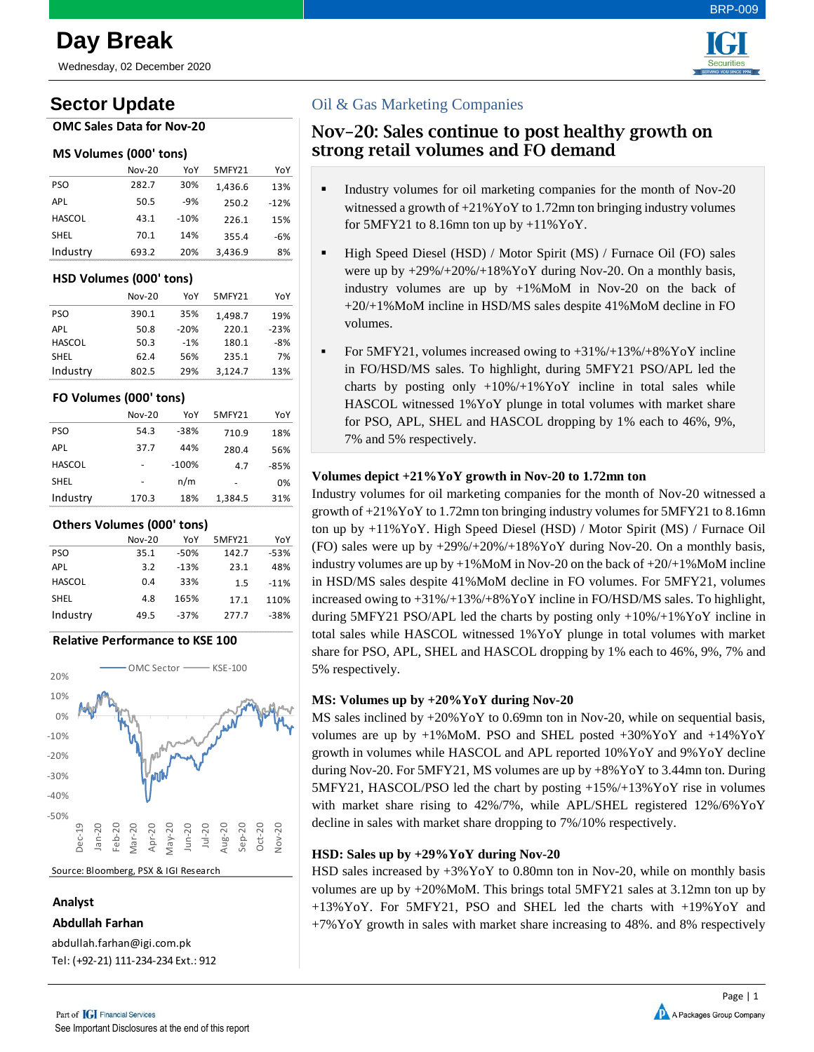# Day Break

Wednesday, 02 December 2020

## Sector Update

### OMC Sales Data for Nov-20

**MS Volumes (000' tons)**

| | Nov-20 | YoY | 5MFY21 | YoY |
|---|---|---|---|---|
| PSO | 282.7 | 30% | 1,436.6 | 13% |
| APL | 50.5 | -9% | 250.2 | -12% |
| HASCOL | 43.1 | -10% | 226.1 | 15% |
| SHEL | 70.1 | 14% | 355.4 | -6% |
| Industry | 693.2 | 20% | 3,436.9 | 8% |

**HSD Volumes (000' tons)**

| | Nov-20 | YoY | 5MFY21 | YoY |
|---|---|---|---|---|
| PSO | 390.1 | 35% | 1,498.7 | 19% |
| APL | 50.8 | -20% | 220.1 | -23% |
| HASCOL | 50.3 | -1% | 180.1 | -8% |
| SHEL | 62.4 | 56% | 235.1 | 7% |
| Industry | 802.5 | 29% | 3,124.7 | 13% |

**FO Volumes (000' tons)**

| | Nov-20 | YoY | 5MFY21 | YoY |
|---|---|---|---|---|
| PSO | 54.3 | -38% | 710.9 | 18% |
| APL | 37.7 | 44% | 280.4 | 56% |
| HASCOL | - | -100% | 4.7 | -85% |
| SHEL | - | n/m | - | 0% |
| Industry | 170.3 | 18% | 1,384.5 | 31% |

**Others Volumes (000' tons)**

| | Nov-20 | YoY | 5MFY21 | YoY |
|---|---|---|---|---|
| PSO | 35.1 | -50% | 142.7 | -53% |
| APL | 3.2 | -13% | 23.1 | 48% |
| HASCOL | 0.4 | 33% | 1.5 | -11% |
| SHEL | 4.8 | 165% | 17.1 | 110% |
| Industry | 49.5 | -37% | 277.7 | -38% |

**Relative Performance to KSE 100**

Source: Bloomberg, PSX & IGI Research

**Analyst**

**Abdullah Farhan**

abdullah.farhan@igi.com.pk

Tel: (+92-21) 111-234-234 Ext.: 912

## Oil & Gas Marketing Companies

# Nov–20: Sales continue to post healthy growth on strong retail volumes and FO demand

- Industry volumes for oil marketing companies for the month of Nov-20 witnessed a growth of +21%YoY to 1.72mn ton bringing industry volumes for 5MFY21 to 8.16mn ton up by +11%YoY.
- High Speed Diesel (HSD) / Motor Spirit (MS) / Furnace Oil (FO) sales were up by +29%/+20%/+18%YoY during Nov-20. On a monthly basis, industry volumes are up by +1%MoM in Nov-20 on the back of +20/+1%MoM incline in HSD/MS sales despite 41%MoM decline in FO volumes.
- For 5MFY21, volumes increased owing to +31%/+13%/+8%YoY incline in FO/HSD/MS sales. To highlight, during 5MFY21 PSO/APL led the charts by posting only +10%/+1%YoY incline in total sales while HASCOL witnessed 1%YoY plunge in total volumes with market share for PSO, APL, SHEL and HASCOL dropping by 1% each to 46%, 9%, 7% and 5% respectively.

### Volumes depict +21%YoY growth in Nov-20 to 1.72mn ton

Industry volumes for oil marketing companies for the month of Nov-20 witnessed a growth of +21%YoY to 1.72mn ton bringing industry volumes for 5MFY21 to 8.16mn ton up by +11%YoY. High Speed Diesel (HSD) / Motor Spirit (MS) / Furnace Oil (FO) sales were up by +29%/+20%/+18%YoY during Nov-20. On a monthly basis, industry volumes are up by +1%MoM in Nov-20 on the back of +20/+1%MoM incline in HSD/MS sales despite 41%MoM decline in FO volumes. For 5MFY21, volumes increased owing to +31%/+13%/+8%YoY incline in FO/HSD/MS sales. To highlight, during 5MFY21 PSO/APL led the charts by posting only +10%/+1%YoY incline in total sales while HASCOL witnessed 1%YoY plunge in total volumes with market share for PSO, APL, SHEL and HASCOL dropping by 1% each to 46%, 9%, 7% and 5% respectively.

### MS: Volumes up by +20%YoY during Nov-20

MS sales inclined by +20%YoY to 0.69mn ton in Nov-20, while on sequential basis, volumes are up by +1%MoM. PSO and SHEL posted +30%YoY and +14%YoY growth in volumes while HASCOL and APL reported 10%YoY and 9%YoY decline during Nov-20. For 5MFY21, MS volumes are up by +8%YoY to 3.44mn ton. During 5MFY21, HASCOL/PSO led the chart by posting +15%/+13%YoY rise in volumes with market share rising to 42%/7%, while APL/SHEL registered 12%/6%YoY decline in sales with market share dropping to 7%/10% respectively.

### HSD: Sales up by +29%YoY during Nov-20

HSD sales increased by +3%YoY to 0.80mn ton in Nov-20, while on monthly basis volumes are up by +20%MoM. This brings total 5MFY21 sales at 3.12mn ton up by +13%YoY. For 5MFY21, PSO and SHEL led the charts with +19%YoY and +7%YoY growth in sales with market share increasing to 48%. and 8% respectively

Part of IGI Financial Services

See Important Disclosures at the end of this report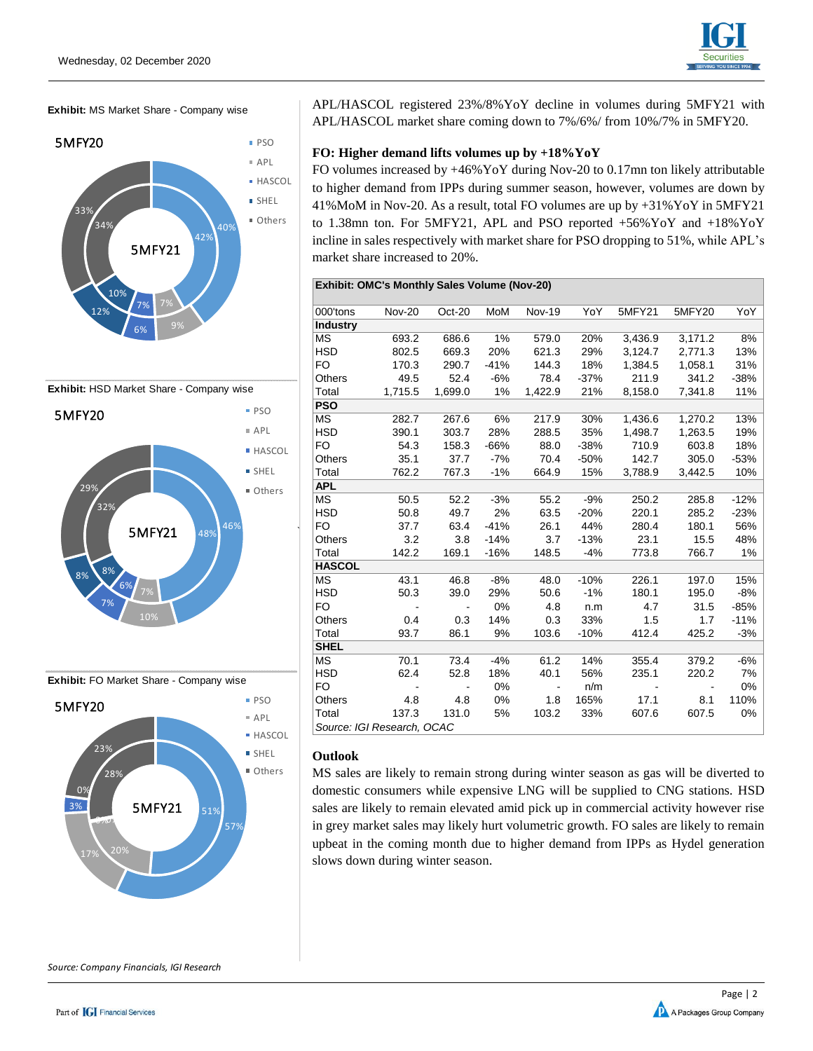**Exhibit:** MS Market Share - Company wise

5MFY20

5MFY21

PSO
APL
HASCOL
SHEL
Others

33%
34%
42%
40%
10%
12%
7%
6%
7%
9%

**Exhibit:** HSD Market Share - Company wise

5MFY20

5MFY21

PSO
APL
HASCOL
SHEL
Others

29%
32%
48%
46%
8%
8%
6%
7%
7%
10%

**Exhibit:** FO Market Share - Company wise

5MFY20

5MFY21

PSO
APL
HASCOL
SHEL
Others

23%
28%
0%
3%
0%
51%
57%
17%
20%

*Source: Company Financials, IGI Research*

APL/HASCOL registered 23%/8%YoY decline in volumes during 5MFY21 with APL/HASCOL market share coming down to 7%/6%/ from 10%/7% in 5MFY20.

### FO: Higher demand lifts volumes up by +18%YoY

FO volumes increased by +46%YoY during Nov-20 to 0.17mn ton likely attributable to higher demand from IPPs during summer season, however, volumes are down by 41%MoM in Nov-20. As a result, total FO volumes are up by +31%YoY in 5MFY21 to 1.38mn ton. For 5MFY21, APL and PSO reported +56%YoY and +18%YoY incline in sales respectively with market share for PSO dropping to 51%, while APL's market share increased to 20%.

**Exhibit: OMC's Monthly Sales Volume (Nov-20)**

| 000'tons | Nov-20 | Oct-20 | MoM | Nov-19 | YoY | 5MFY21 | 5MFY20 | YoY |
|---|---|---|---|---|---|---|---|---|
| **Industry** | | | | | | | | |
| MS | 693.2 | 686.6 | 1% | 579.0 | 20% | 3,436.9 | 3,171.2 | 8% |
| HSD | 802.5 | 669.3 | 20% | 621.3 | 29% | 3,124.7 | 2,771.3 | 13% |
| FO | 170.3 | 290.7 | -41% | 144.3 | 18% | 1,384.5 | 1,058.1 | 31% |
| Others | 49.5 | 52.4 | -6% | 78.4 | -37% | 211.9 | 341.2 | -38% |
| Total | 1,715.5 | 1,699.0 | 1% | 1,422.9 | 21% | 8,158.0 | 7,341.8 | 11% |
| **PSO** | | | | | | | | |
| MS | 282.7 | 267.6 | 6% | 217.9 | 30% | 1,436.6 | 1,270.2 | 13% |
| HSD | 390.1 | 303.7 | 28% | 288.5 | 35% | 1,498.7 | 1,263.5 | 19% |
| FO | 54.3 | 158.3 | -66% | 88.0 | -38% | 710.9 | 603.8 | 18% |
| Others | 35.1 | 37.7 | -7% | 70.4 | -50% | 142.7 | 305.0 | -53% |
| Total | 762.2 | 767.3 | -1% | 664.9 | 15% | 3,788.9 | 3,442.5 | 10% |
| **APL** | | | | | | | | |
| MS | 50.5 | 52.2 | -3% | 55.2 | -9% | 250.2 | 285.8 | -12% |
| HSD | 50.8 | 49.7 | 2% | 63.5 | -20% | 220.1 | 285.2 | -23% |
| FO | 37.7 | 63.4 | -41% | 26.1 | 44% | 280.4 | 180.1 | 56% |
| Others | 3.2 | 3.8 | -14% | 3.7 | -13% | 23.1 | 15.5 | 48% |
| Total | 142.2 | 169.1 | -16% | 148.5 | -4% | 773.8 | 766.7 | 1% |
| **HASCOL** | | | | | | | | |
| MS | 43.1 | 46.8 | -8% | 48.0 | -10% | 226.1 | 197.0 | 15% |
| HSD | 50.3 | 39.0 | 29% | 50.6 | -1% | 180.1 | 195.0 | -8% |
| FO | - | - | 0% | 4.8 | n.m | 4.7 | 31.5 | -85% |
| Others | 0.4 | 0.3 | 14% | 0.3 | 33% | 1.5 | 1.7 | -11% |
| Total | 93.7 | 86.1 | 9% | 103.6 | -10% | 412.4 | 425.2 | -3% |
| **SHEL** | | | | | | | | |
| MS | 70.1 | 73.4 | -4% | 61.2 | 14% | 355.4 | 379.2 | -6% |
| HSD | 62.4 | 52.8 | 18% | 40.1 | 56% | 235.1 | 220.2 | 7% |
| FO | - | - | 0% | - | n/m | - | - | 0% |
| Others | 4.8 | 4.8 | 0% | 1.8 | 165% | 17.1 | 8.1 | 110% |
| Total | 137.3 | 131.0 | 5% | 103.2 | 33% | 607.6 | 607.5 | 0% |

*Source: IGI Research, OCAC*

### Outlook

MS sales are likely to remain strong during winter season as gas will be diverted to domestic consumers while expensive LNG will be supplied to CNG stations. HSD sales are likely to remain elevated amid pick up in commercial activity however rise in grey market sales may likely hurt volumetric growth. FO sales are likely to remain upbeat in the coming month due to higher demand from IPPs as Hydel generation slows down during winter season.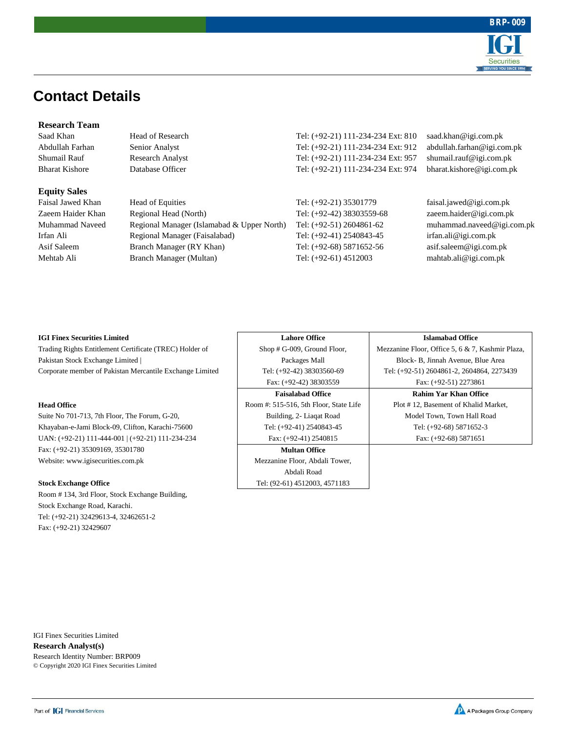# Contact Details

**Research Team**

| | | | |
|---|---|---|---|
| Saad Khan | Head of Research | Tel: (+92-21) 111-234-234 Ext: 810 | saad.khan@igi.com.pk |
| Abdullah Farhan | Senior Analyst | Tel: (+92-21) 111-234-234 Ext: 912 | abdullah.farhan@igi.com.pk |
| Shumail Rauf | Research Analyst | Tel: (+92-21) 111-234-234 Ext: 957 | shumail.rauf@igi.com.pk |
| Bharat Kishore | Database Officer | Tel: (+92-21) 111-234-234 Ext: 974 | bharat.kishore@igi.com.pk |

**Equity Sales**

| | | | |
|---|---|---|---|
| Faisal Jawed Khan | Head of Equities | Tel: (+92-21) 35301779 | faisal.jawed@igi.com.pk |
| Zaeem Haider Khan | Regional Head (North) | Tel: (+92-42) 38303559-68 | zaeem.haider@igi.com.pk |
| Muhammad Naveed | Regional Manager (Islamabad & Upper North) | Tel: (+92-51) 2604861-62 | muhammad.naveed@igi.com.pk |
| Irfan Ali | Regional Manager (Faisalabad) | Tel: (+92-41) 2540843-45 | irfan.ali@igi.com.pk |
| Asif Saleem | Branch Manager (RY Khan) | Tel: (+92-68) 5871652-56 | asif.saleem@igi.com.pk |
| Mehtab Ali | Branch Manager (Multan) | Tel: (+92-61) 4512003 | mahtab.ali@igi.com.pk |

**IGI Finex Securities Limited**
Trading Rights Entitlement Certificate (TREC) Holder of Pakistan Stock Exchange Limited |
Corporate member of Pakistan Mercantile Exchange Limited

**Head Office**
Suite No 701-713, 7th Floor, The Forum, G-20,
Khayaban-e-Jami Block-09, Clifton, Karachi-75600
UAN: (+92-21) 111-444-001 | (+92-21) 111-234-234
Fax: (+92-21) 35309169, 35301780
Website: www.igisecurities.com.pk

**Stock Exchange Office**
Room # 134, 3rd Floor, Stock Exchange Building,
Stock Exchange Road, Karachi.
Tel: (+92-21) 32429613-4, 32462651-2
Fax: (+92-21) 32429607

| **Lahore Office** | **Islamabad Office** |
|---|---|
| Shop # G-009, Ground Floor, Packages Mall<br>Tel: (+92-42) 38303560-69<br>Fax: (+92-42) 38303559 | Mezzanine Floor, Office 5, 6 & 7, Kashmir Plaza, Block- B, Jinnah Avenue, Blue Area<br>Tel: (+92-51) 2604861-2, 2604864, 2273439<br>Fax: (+92-51) 2273861 |
| **Faisalabad Office** | **Rahim Yar Khan Office** |
| Room #: 515-516, 5th Floor, State Life Building, 2- Liaqat Road<br>Tel: (+92-41) 2540843-45<br>Fax: (+92-41) 2540815 | Plot # 12, Basement of Khalid Market, Model Town, Town Hall Road<br>Tel: (+92-68) 5871652-3<br>Fax: (+92-68) 5871651 |
| **Multan Office** | |
| Mezzanine Floor, Abdali Tower, Abdali Road<br>Tel: (92-61) 4512003, 4571183 | |

IGI Finex Securities Limited
**Research Analyst(s)**
Research Identity Number: BRP009
© Copyright 2020 IGI Finex Securities Limited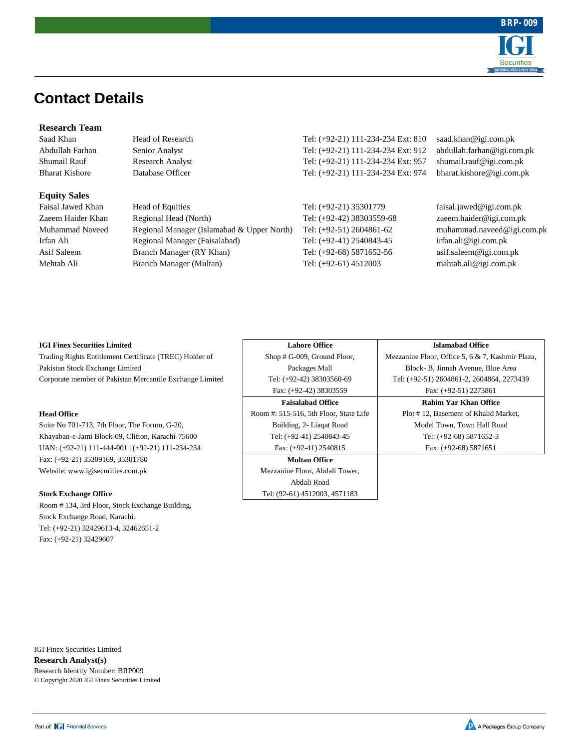# Contact Details

### Research Team

| | | | |
|---|---|---|---|
| Saad Khan | Head of Research | Tel: (+92-21) 111-234-234 Ext: 810 | saad.khan@igi.com.pk |
| Abdullah Farhan | Senior Analyst | Tel: (+92-21) 111-234-234 Ext: 912 | abdullah.farhan@igi.com.pk |
| Shumail Rauf | Research Analyst | Tel: (+92-21) 111-234-234 Ext: 957 | shumail.rauf@igi.com.pk |
| Bharat Kishore | Database Officer | Tel: (+92-21) 111-234-234 Ext: 974 | bharat.kishore@igi.com.pk |

### Equity Sales

| | | | |
|---|---|---|---|
| Faisal Jawed Khan | Head of Equities | Tel: (+92-21) 35301779 | faisal.jawed@igi.com.pk |
| Zaeem Haider Khan | Regional Head (North) | Tel: (+92-42) 38303559-68 | zaeem.haider@igi.com.pk |
| Muhammad Naveed | Regional Manager (Islamabad & Upper North) | Tel: (+92-51) 2604861-62 | muhammad.naveed@igi.com.pk |
| Irfan Ali | Regional Manager (Faisalabad) | Tel: (+92-41) 2540843-45 | irfan.ali@igi.com.pk |
| Asif Saleem | Branch Manager (RY Khan) | Tel: (+92-68) 5871652-56 | asif.saleem@igi.com.pk |
| Mehtab Ali | Branch Manager (Multan) | Tel: (+92-61) 4512003 | mahtab.ali@igi.com.pk |

**IGI Finex Securities Limited**
Trading Rights Entitlement Certificate (TREC) Holder of Pakistan Stock Exchange Limited |
Corporate member of Pakistan Mercantile Exchange Limited

**Head Office**
Suite No 701-713, 7th Floor, The Forum, G-20,
Khayaban-e-Jami Block-09, Clifton, Karachi-75600
UAN: (+92-21) 111-444-001 | (+92-21) 111-234-234
Fax: (+92-21) 35309169, 35301780
Website: www.igisecurities.com.pk

**Stock Exchange Office**
Room # 134, 3rd Floor, Stock Exchange Building,
Stock Exchange Road, Karachi.
Tel: (+92-21) 32429613-4, 32462651-2
Fax: (+92-21) 32429607

| Lahore Office | Islamabad Office |
|---|---|
| Shop # G-009, Ground Floor, Packages Mall<br>Tel: (+92-42) 38303560-69<br>Fax: (+92-42) 38303559 | Mezzanine Floor, Office 5, 6 & 7, Kashmir Plaza, Block- B, Jinnah Avenue, Blue Area<br>Tel: (+92-51) 2604861-2, 2604864, 2273439<br>Fax: (+92-51) 2273861 |
| **Faisalabad Office** | **Rahim Yar Khan Office** |
| Room #: 515-516, 5th Floor, State Life Building, 2- Liaqat Road<br>Tel: (+92-41) 2540843-45<br>Fax: (+92-41) 2540815 | Plot # 12, Basement of Khalid Market, Model Town, Town Hall Road<br>Tel: (+92-68) 5871652-3<br>Fax: (+92-68) 5871651 |
| **Multan Office** | |
| Mezzanine Floor, Abdali Tower, Abdali Road<br>Tel: (92-61) 4512003, 4571183 | |

IGI Finex Securities Limited
**Research Analyst(s)**
Research Identity Number: BRP009
© Copyright 2020 IGI Finex Securities Limited